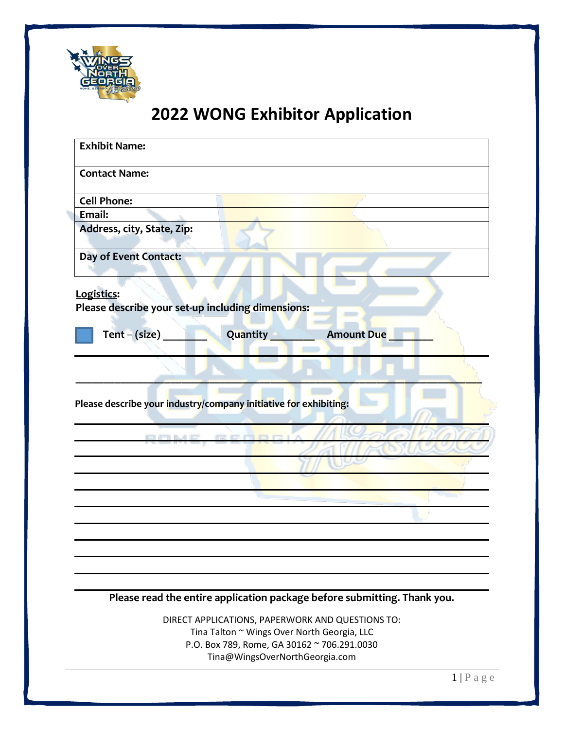# 2022 WONG Exhibitor Application

| **Exhibit Name:** |
|---|
| **Contact Name:** |
| **Cell Phone:** |
| **Email:** |
| **Address, city, State, Zip:** |
| **Day of Event Contact:** |

**Logistics:**

**Please describe your set-up including dimensions:**

☐ **Tent – (size) _______ Quantity _______ Amount Due _______**

______________________________________________________________

______________________________________________________________

**Please describe your industry/company initiative for exhibiting:**

______________________________________________________________

______________________________________________________________

______________________________________________________________

______________________________________________________________

______________________________________________________________

______________________________________________________________

______________________________________________________________

______________________________________________________________

______________________________________________________________

______________________________________________________________

______________________________________________________________

**Please read the entire application package before submitting. Thank you.**

DIRECT APPLICATIONS, PAPERWORK AND QUESTIONS TO:
Tina Talton ~ Wings Over North Georgia, LLC
P.O. Box 789, Rome, GA 30162 ~ 706.291.0030
Tina@WingsOverNorthGeorgia.com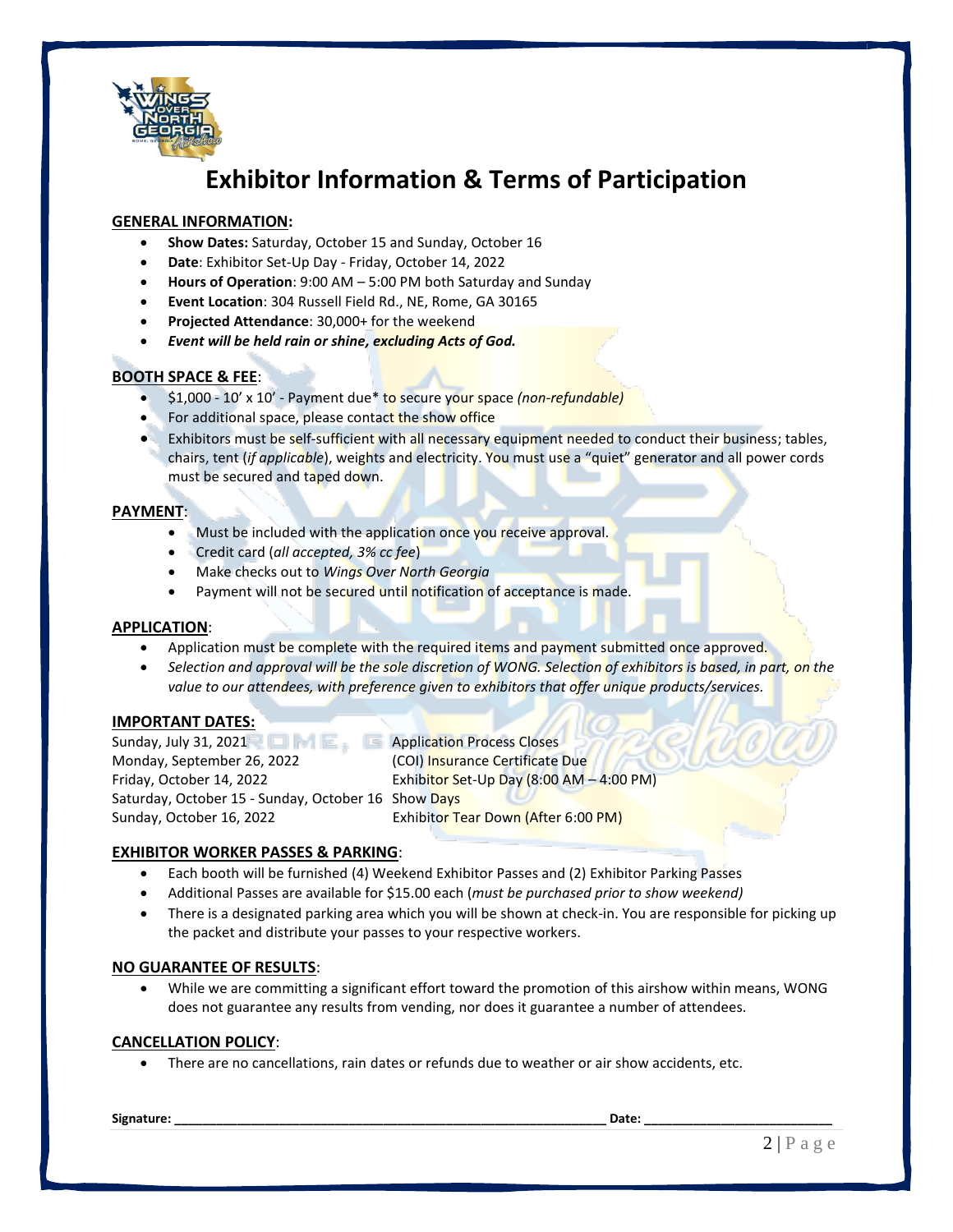# Exhibitor Information & Terms of Participation

**GENERAL INFORMATION:**

- **Show Dates:** Saturday, October 15 and Sunday, October 16
- **Date**: Exhibitor Set-Up Day - Friday, October 14, 2022
- **Hours of Operation**: 9:00 AM – 5:00 PM both Saturday and Sunday
- **Event Location**: 304 Russell Field Rd., NE, Rome, GA 30165
- **Projected Attendance**: 30,000+ for the weekend
- ***Event will be held rain or shine, excluding Acts of God.***

**BOOTH SPACE & FEE**:

- $1,000 - 10' x 10' - Payment due* to secure your space *(non-refundable)*
- For additional space, please contact the show office
- Exhibitors must be self-sufficient with all necessary equipment needed to conduct their business; tables, chairs, tent (*if applicable*), weights and electricity. You must use a "quiet" generator and all power cords must be secured and taped down.

**PAYMENT**:

- Must be included with the application once you receive approval.
- Credit card (*all accepted, 3% cc fee*)
- Make checks out to *Wings Over North Georgia*
- Payment will not be secured until notification of acceptance is made.

**APPLICATION**:

- Application must be complete with the required items and payment submitted once approved.
- *Selection and approval will be the sole discretion of WONG. Selection of exhibitors is based, in part, on the value to our attendees, with preference given to exhibitors that offer unique products/services.*

**IMPORTANT DATES:**

| | |
|---|---|
| Sunday, July 31, 2021 | Application Process Closes |
| Monday, September 26, 2022 | (COI) Insurance Certificate Due |
| Friday, October 14, 2022 | Exhibitor Set-Up Day (8:00 AM – 4:00 PM) |
| Saturday, October 15 - Sunday, October 16 | Show Days |
| Sunday, October 16, 2022 | Exhibitor Tear Down (After 6:00 PM) |

**EXHIBITOR WORKER PASSES & PARKING**:

- Each booth will be furnished (4) Weekend Exhibitor Passes and (2) Exhibitor Parking Passes
- Additional Passes are available for $15.00 each (*must be purchased prior to show weekend)*
- There is a designated parking area which you will be shown at check-in. You are responsible for picking up the packet and distribute your passes to your respective workers.

**NO GUARANTEE OF RESULTS**:

- While we are committing a significant effort toward the promotion of this airshow within means, WONG does not guarantee any results from vending, nor does it guarantee a number of attendees.

**CANCELLATION POLICY**:

- There are no cancellations, rain dates or refunds due to weather or air show accidents, etc.

**Signature:** ____________________________________________ **Date:** ______________________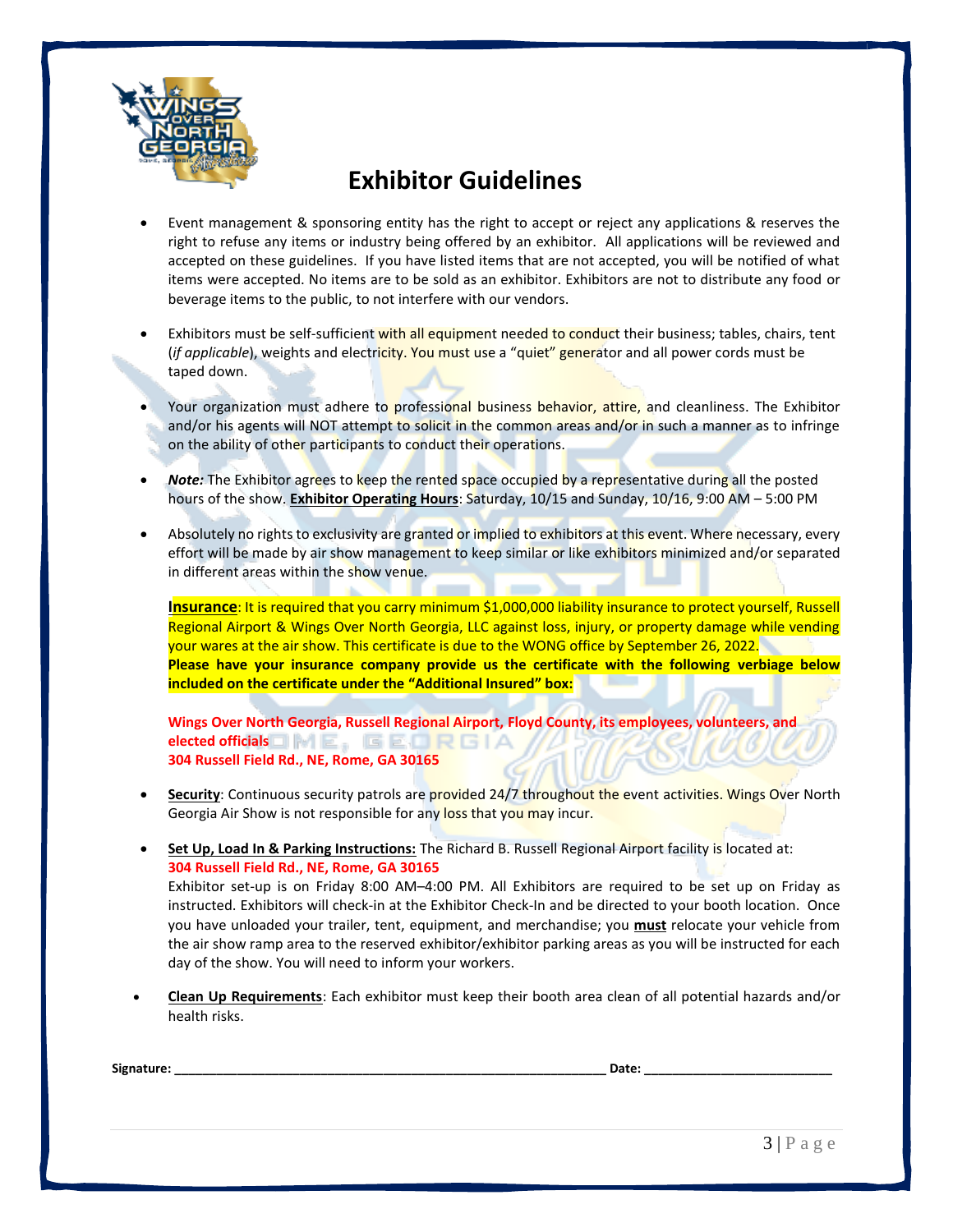# Exhibitor Guidelines

- Event management & sponsoring entity has the right to accept or reject any applications & reserves the right to refuse any items or industry being offered by an exhibitor. All applications will be reviewed and accepted on these guidelines. If you have listed items that are not accepted, you will be notified of what items were accepted. No items are to be sold as an exhibitor. Exhibitors are not to distribute any food or beverage items to the public, to not interfere with our vendors.

- Exhibitors must be self-sufficient with all equipment needed to conduct their business; tables, chairs, tent (*if applicable*), weights and electricity. You must use a "quiet" generator and all power cords must be taped down.

- Your organization must adhere to professional business behavior, attire, and cleanliness. The Exhibitor and/or his agents will NOT attempt to solicit in the common areas and/or in such a manner as to infringe on the ability of other participants to conduct their operations.

- ***Note:*** The Exhibitor agrees to keep the rented space occupied by a representative during all the posted hours of the show. **Exhibitor Operating Hours**: Saturday, 10/15 and Sunday, 10/16, 9:00 AM – 5:00 PM

- Absolutely no rights to exclusivity are granted or implied to exhibitors at this event. Where necessary, every effort will be made by air show management to keep similar or like exhibitors minimized and/or separated in different areas within the show venue.

  **Insurance**: It is required that you carry minimum $1,000,000 liability insurance to protect yourself, Russell Regional Airport & Wings Over North Georgia, LLC against loss, injury, or property damage while vending your wares at the air show. This certificate is due to the WONG office by September 26, 2022.
  **Please have your insurance company provide us the certificate with the following verbiage below included on the certificate under the "Additional Insured" box:**

  **Wings Over North Georgia, Russell Regional Airport, Floyd County, its employees, volunteers, and elected officials**
  **304 Russell Field Rd., NE, Rome, GA 30165**

- **Security**: Continuous security patrols are provided 24/7 throughout the event activities. Wings Over North Georgia Air Show is not responsible for any loss that you may incur.

- **Set Up, Load In & Parking Instructions:** The Richard B. Russell Regional Airport facility is located at:
  **304 Russell Field Rd., NE, Rome, GA 30165**
  Exhibitor set-up is on Friday 8:00 AM–4:00 PM. All Exhibitors are required to be set up on Friday as instructed. Exhibitors will check-in at the Exhibitor Check-In and be directed to your booth location. Once you have unloaded your trailer, tent, equipment, and merchandise; you **must** relocate your vehicle from the air show ramp area to the reserved exhibitor/exhibitor parking areas as you will be instructed for each day of the show. You will need to inform your workers.

- **Clean Up Requirements**: Each exhibitor must keep their booth area clean of all potential hazards and/or health risks.

**Signature:** ______________________________ **Date:** ______________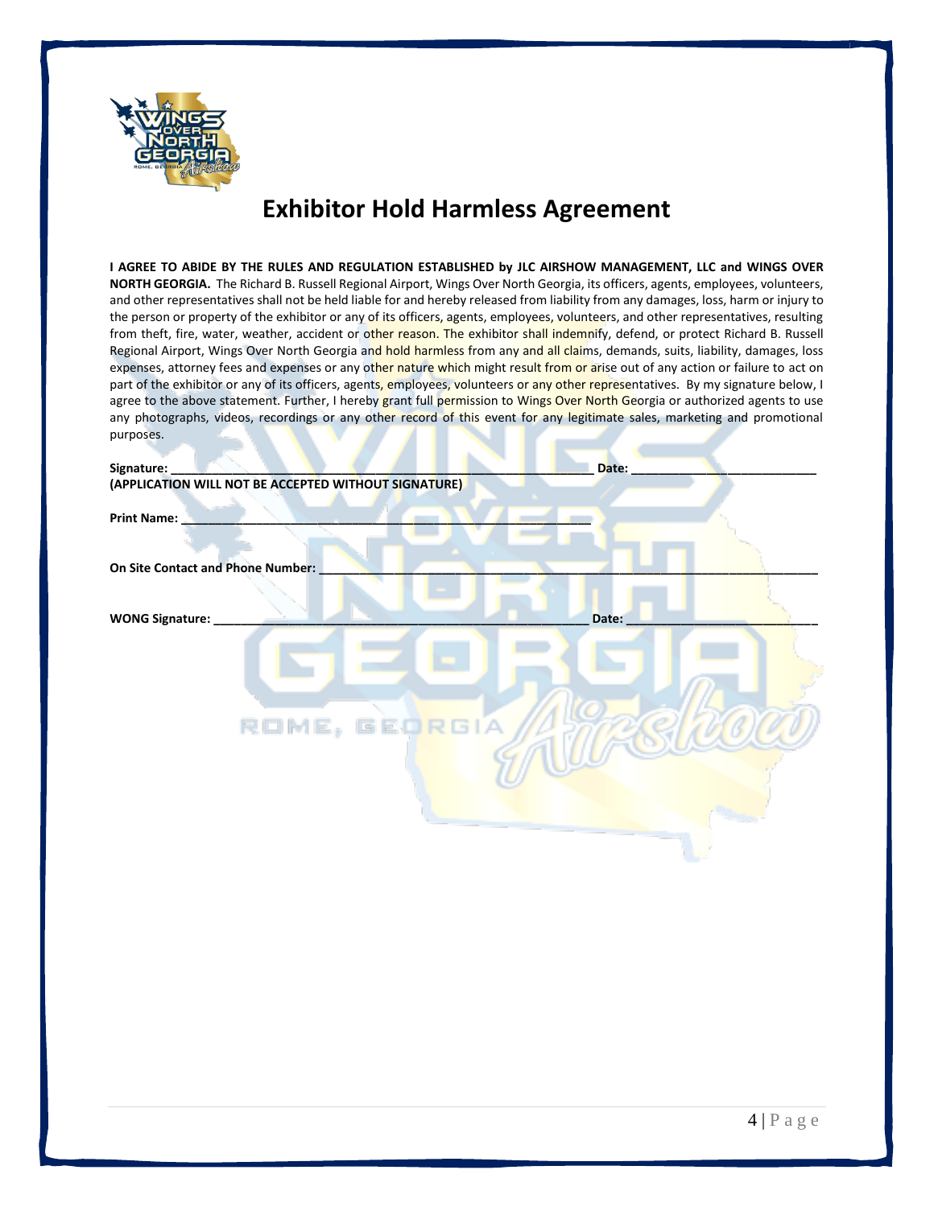# Exhibitor Hold Harmless Agreement

**I AGREE TO ABIDE BY THE RULES AND REGULATION ESTABLISHED by JLC AIRSHOW MANAGEMENT, LLC and WINGS OVER NORTH GEORGIA.** The Richard B. Russell Regional Airport, Wings Over North Georgia, its officers, agents, employees, volunteers, and other representatives shall not be held liable for and hereby released from liability from any damages, loss, harm or injury to the person or property of the exhibitor or any of its officers, agents, employees, volunteers, and other representatives, resulting from theft, fire, water, weather, accident or other reason. The exhibitor shall indemnify, defend, or protect Richard B. Russell Regional Airport, Wings Over North Georgia and hold harmless from any and all claims, demands, suits, liability, damages, loss expenses, attorney fees and expenses or any other nature which might result from or arise out of any action or failure to act on part of the exhibitor or any of its officers, agents, employees, volunteers or any other representatives. By my signature below, I agree to the above statement. Further, I hereby grant full permission to Wings Over North Georgia or authorized agents to use any photographs, videos, recordings or any other record of this event for any legitimate sales, marketing and promotional purposes.

**Signature:** ________________________________________________ **Date:** ______________________

**(APPLICATION WILL NOT BE ACCEPTED WITHOUT SIGNATURE)**

**Print Name:** ________________________________________________

**On Site Contact and Phone Number:** ________________________________________________

**WONG Signature:** ________________________________________________ **Date:** ______________________